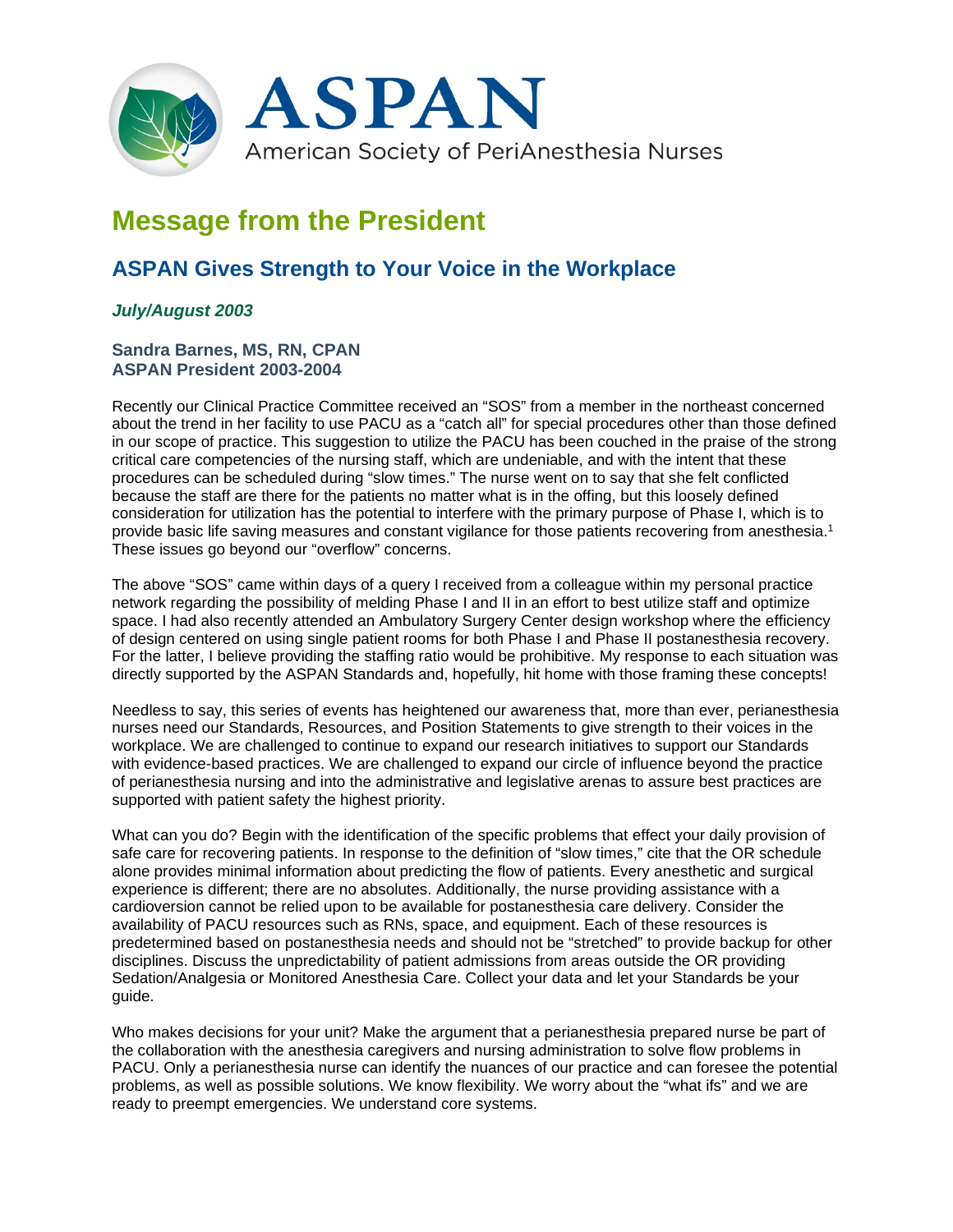# ASPAN

American Society of PeriAnesthesia Nurses

## Message from the President

### ASPAN Gives Strength to Your Voice in the Workplace

***July/August 2003***

**Sandra Barnes, MS, RN, CPAN**
**ASPAN President 2003-2004**

Recently our Clinical Practice Committee received an "SOS" from a member in the northeast concerned about the trend in her facility to use PACU as a "catch all" for special procedures other than those defined in our scope of practice. This suggestion to utilize the PACU has been couched in the praise of the strong critical care competencies of the nursing staff, which are undeniable, and with the intent that these procedures can be scheduled during "slow times." The nurse went on to say that she felt conflicted because the staff are there for the patients no matter what is in the offing, but this loosely defined consideration for utilization has the potential to interfere with the primary purpose of Phase I, which is to provide basic life saving measures and constant vigilance for those patients recovering from anesthesia.[1] These issues go beyond our "overflow" concerns.

The above "SOS" came within days of a query I received from a colleague within my personal practice network regarding the possibility of melding Phase I and II in an effort to best utilize staff and optimize space. I had also recently attended an Ambulatory Surgery Center design workshop where the efficiency of design centered on using single patient rooms for both Phase I and Phase II postanesthesia recovery. For the latter, I believe providing the staffing ratio would be prohibitive. My response to each situation was directly supported by the ASPAN Standards and, hopefully, hit home with those framing these concepts!

Needless to say, this series of events has heightened our awareness that, more than ever, perianesthesia nurses need our Standards, Resources, and Position Statements to give strength to their voices in the workplace. We are challenged to continue to expand our research initiatives to support our Standards with evidence-based practices. We are challenged to expand our circle of influence beyond the practice of perianesthesia nursing and into the administrative and legislative arenas to assure best practices are supported with patient safety the highest priority.

What can you do? Begin with the identification of the specific problems that effect your daily provision of safe care for recovering patients. In response to the definition of "slow times," cite that the OR schedule alone provides minimal information about predicting the flow of patients. Every anesthetic and surgical experience is different; there are no absolutes. Additionally, the nurse providing assistance with a cardioversion cannot be relied upon to be available for postanesthesia care delivery. Consider the availability of PACU resources such as RNs, space, and equipment. Each of these resources is predetermined based on postanesthesia needs and should not be "stretched" to provide backup for other disciplines. Discuss the unpredictability of patient admissions from areas outside the OR providing Sedation/Analgesia or Monitored Anesthesia Care. Collect your data and let your Standards be your guide.

Who makes decisions for your unit? Make the argument that a perianesthesia prepared nurse be part of the collaboration with the anesthesia caregivers and nursing administration to solve flow problems in PACU. Only a perianesthesia nurse can identify the nuances of our practice and can foresee the potential problems, as well as possible solutions. We know flexibility. We worry about the "what ifs" and we are ready to preempt emergencies. We understand core systems.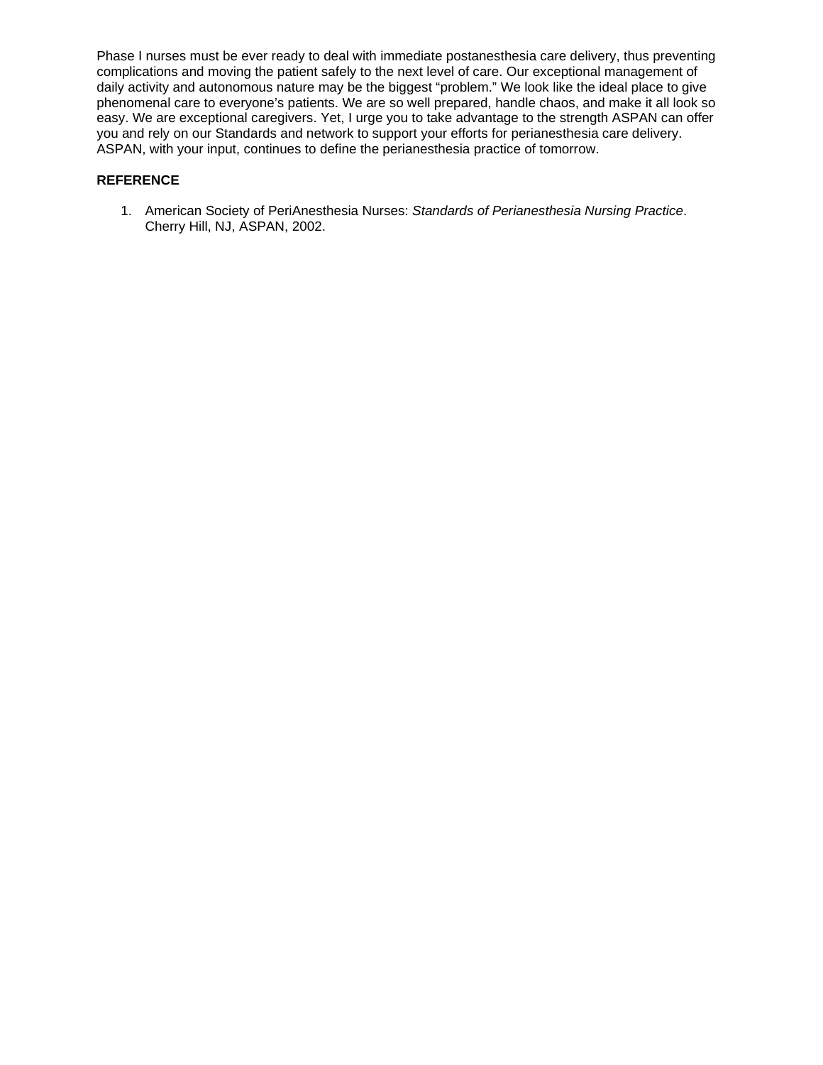Phase I nurses must be ever ready to deal with immediate postanesthesia care delivery, thus preventing complications and moving the patient safely to the next level of care. Our exceptional management of daily activity and autonomous nature may be the biggest “problem.” We look like the ideal place to give phenomenal care to everyone’s patients. We are so well prepared, handle chaos, and make it all look so easy. We are exceptional caregivers. Yet, I urge you to take advantage to the strength ASPAN can offer you and rely on our Standards and network to support your efforts for perianesthesia care delivery. ASPAN, with your input, continues to define the perianesthesia practice of tomorrow.

**REFERENCE**

1. American Society of PeriAnesthesia Nurses: *Standards of Perianesthesia Nursing Practice*. Cherry Hill, NJ, ASPAN, 2002.